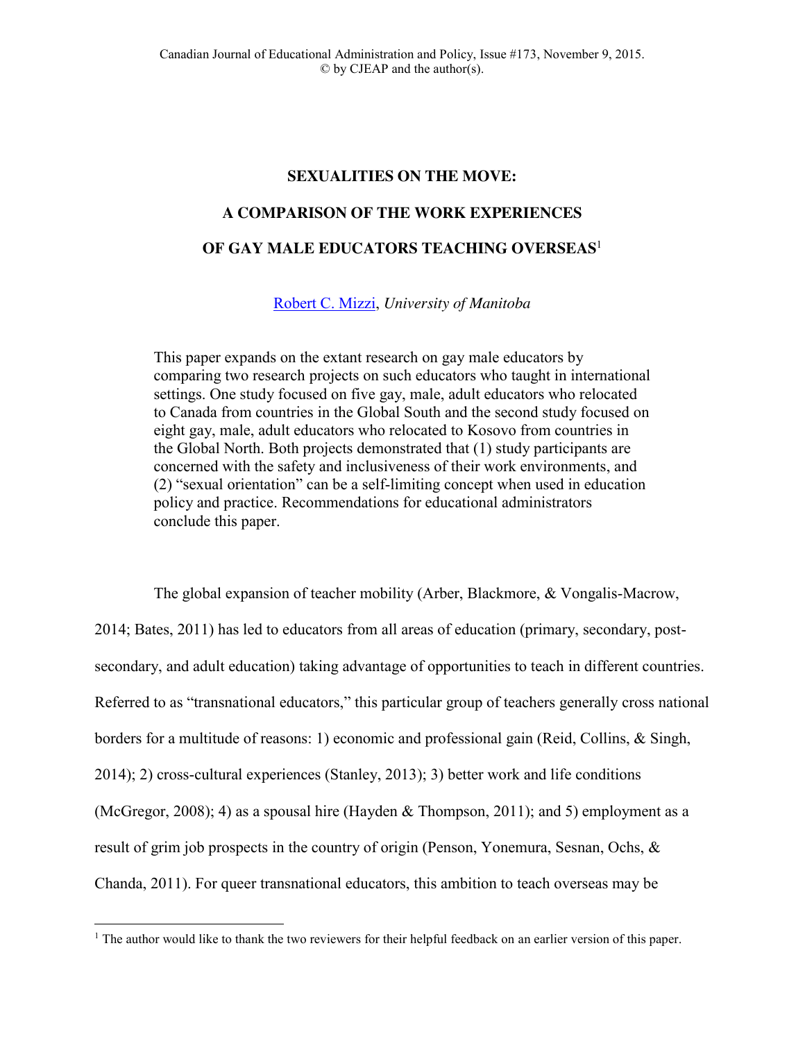# SEXUALITIES ON THE MOVE: A COMPARISON OF THE WORK EXPERIENCES OF GAY MALE EDUCATORS TEACHING OVERSEAS[1]

Robert C. Mizzi, *University of Manitoba*

This paper expands on the extant research on gay male educators by comparing two research projects on such educators who taught in international settings. One study focused on five gay, male, adult educators who relocated to Canada from countries in the Global South and the second study focused on eight gay, male, adult educators who relocated to Kosovo from countries in the Global North. Both projects demonstrated that (1) study participants are concerned with the safety and inclusiveness of their work environments, and (2) "sexual orientation" can be a self-limiting concept when used in education policy and practice. Recommendations for educational administrators conclude this paper.

The global expansion of teacher mobility (Arber, Blackmore, & Vongalis-Macrow, 2014; Bates, 2011) has led to educators from all areas of education (primary, secondary, post-secondary, and adult education) taking advantage of opportunities to teach in different countries. Referred to as "transnational educators," this particular group of teachers generally cross national borders for a multitude of reasons: 1) economic and professional gain (Reid, Collins, & Singh, 2014); 2) cross-cultural experiences (Stanley, 2013); 3) better work and life conditions (McGregor, 2008); 4) as a spousal hire (Hayden & Thompson, 2011); and 5) employment as a result of grim job prospects in the country of origin (Penson, Yonemura, Sesnan, Ochs, & Chanda, 2011). For queer transnational educators, this ambition to teach overseas may be

[1] The author would like to thank the two reviewers for their helpful feedback on an earlier version of this paper.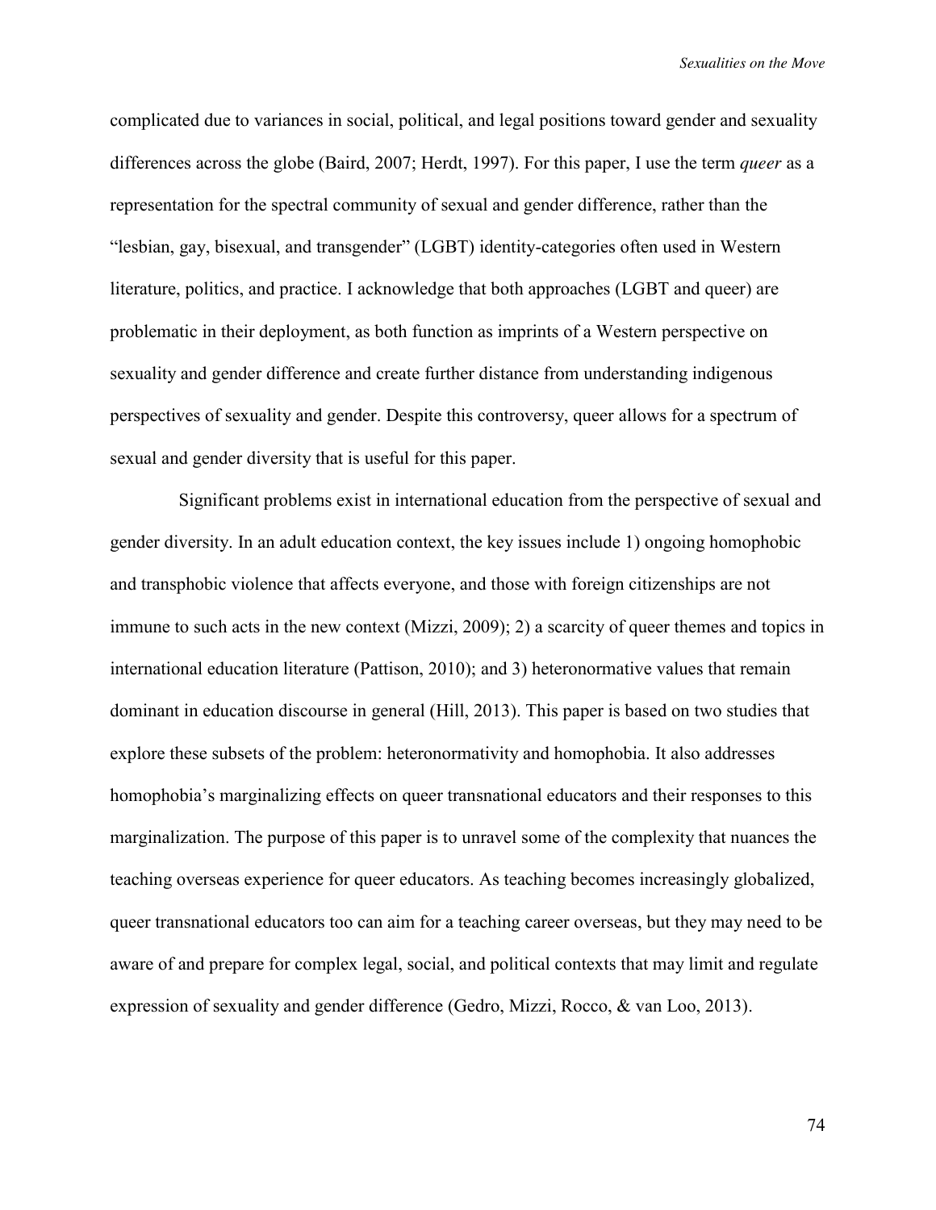complicated due to variances in social, political, and legal positions toward gender and sexuality differences across the globe (Baird, 2007; Herdt, 1997). For this paper, I use the term *queer* as a representation for the spectral community of sexual and gender difference, rather than the "lesbian, gay, bisexual, and transgender" (LGBT) identity-categories often used in Western literature, politics, and practice. I acknowledge that both approaches (LGBT and queer) are problematic in their deployment, as both function as imprints of a Western perspective on sexuality and gender difference and create further distance from understanding indigenous perspectives of sexuality and gender. Despite this controversy, queer allows for a spectrum of sexual and gender diversity that is useful for this paper.

Significant problems exist in international education from the perspective of sexual and gender diversity. In an adult education context, the key issues include 1) ongoing homophobic and transphobic violence that affects everyone, and those with foreign citizenships are not immune to such acts in the new context (Mizzi, 2009); 2) a scarcity of queer themes and topics in international education literature (Pattison, 2010); and 3) heteronormative values that remain dominant in education discourse in general (Hill, 2013). This paper is based on two studies that explore these subsets of the problem: heteronormativity and homophobia. It also addresses homophobia's marginalizing effects on queer transnational educators and their responses to this marginalization. The purpose of this paper is to unravel some of the complexity that nuances the teaching overseas experience for queer educators. As teaching becomes increasingly globalized, queer transnational educators too can aim for a teaching career overseas, but they may need to be aware of and prepare for complex legal, social, and political contexts that may limit and regulate expression of sexuality and gender difference (Gedro, Mizzi, Rocco, & van Loo, 2013).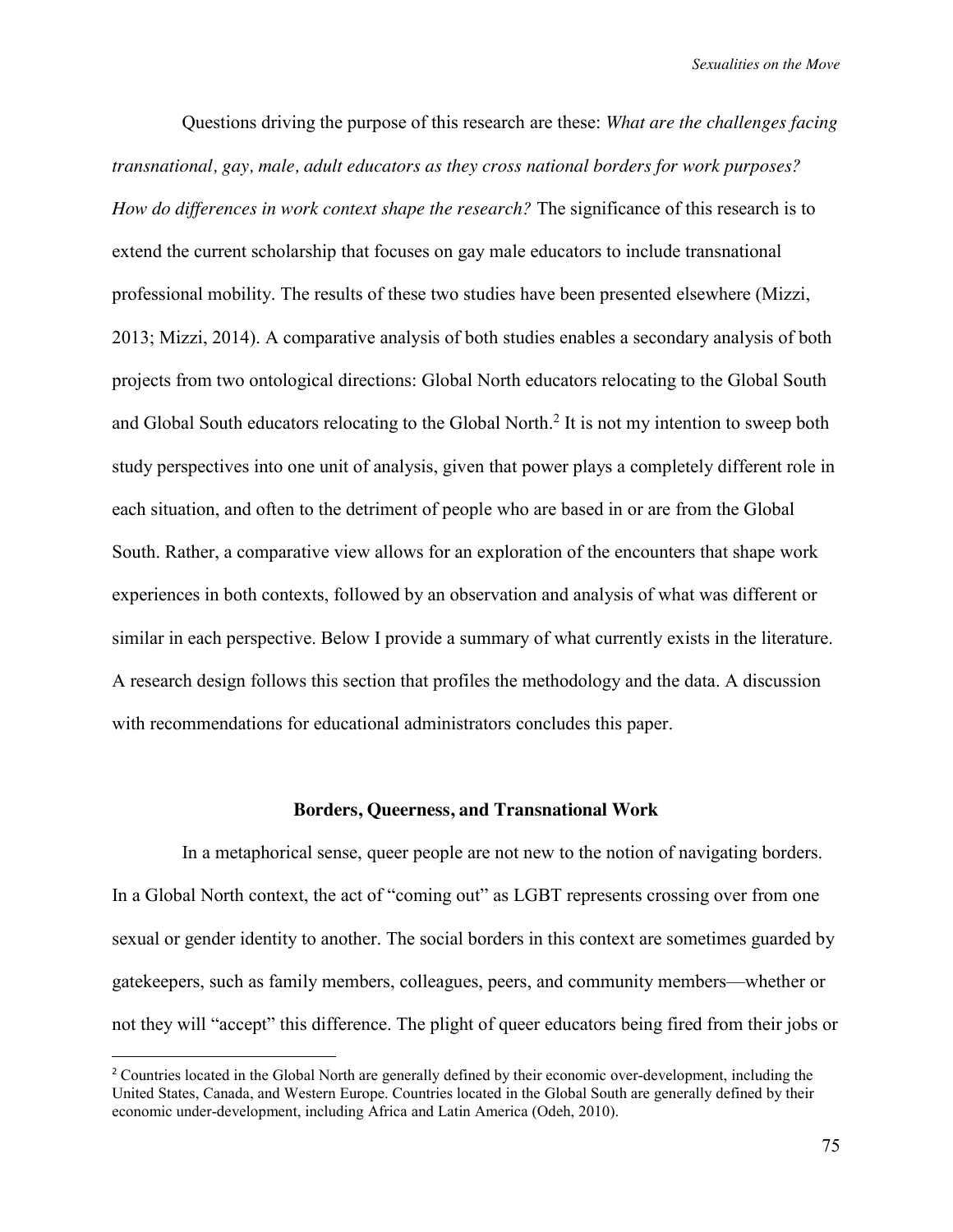Questions driving the purpose of this research are these: *What are the challenges facing transnational, gay, male, adult educators as they cross national borders for work purposes? How do differences in work context shape the research?* The significance of this research is to extend the current scholarship that focuses on gay male educators to include transnational professional mobility. The results of these two studies have been presented elsewhere (Mizzi, 2013; Mizzi, 2014). A comparative analysis of both studies enables a secondary analysis of both projects from two ontological directions: Global North educators relocating to the Global South and Global South educators relocating to the Global North.[2] It is not my intention to sweep both study perspectives into one unit of analysis, given that power plays a completely different role in each situation, and often to the detriment of people who are based in or are from the Global South. Rather, a comparative view allows for an exploration of the encounters that shape work experiences in both contexts, followed by an observation and analysis of what was different or similar in each perspective. Below I provide a summary of what currently exists in the literature. A research design follows this section that profiles the methodology and the data. A discussion with recommendations for educational administrators concludes this paper.

## Borders, Queerness, and Transnational Work

In a metaphorical sense, queer people are not new to the notion of navigating borders. In a Global North context, the act of "coming out" as LGBT represents crossing over from one sexual or gender identity to another. The social borders in this context are sometimes guarded by gatekeepers, such as family members, colleagues, peers, and community members—whether or not they will "accept" this difference. The plight of queer educators being fired from their jobs or

---

[2] Countries located in the Global North are generally defined by their economic over-development, including the United States, Canada, and Western Europe. Countries located in the Global South are generally defined by their economic under-development, including Africa and Latin America (Odeh, 2010).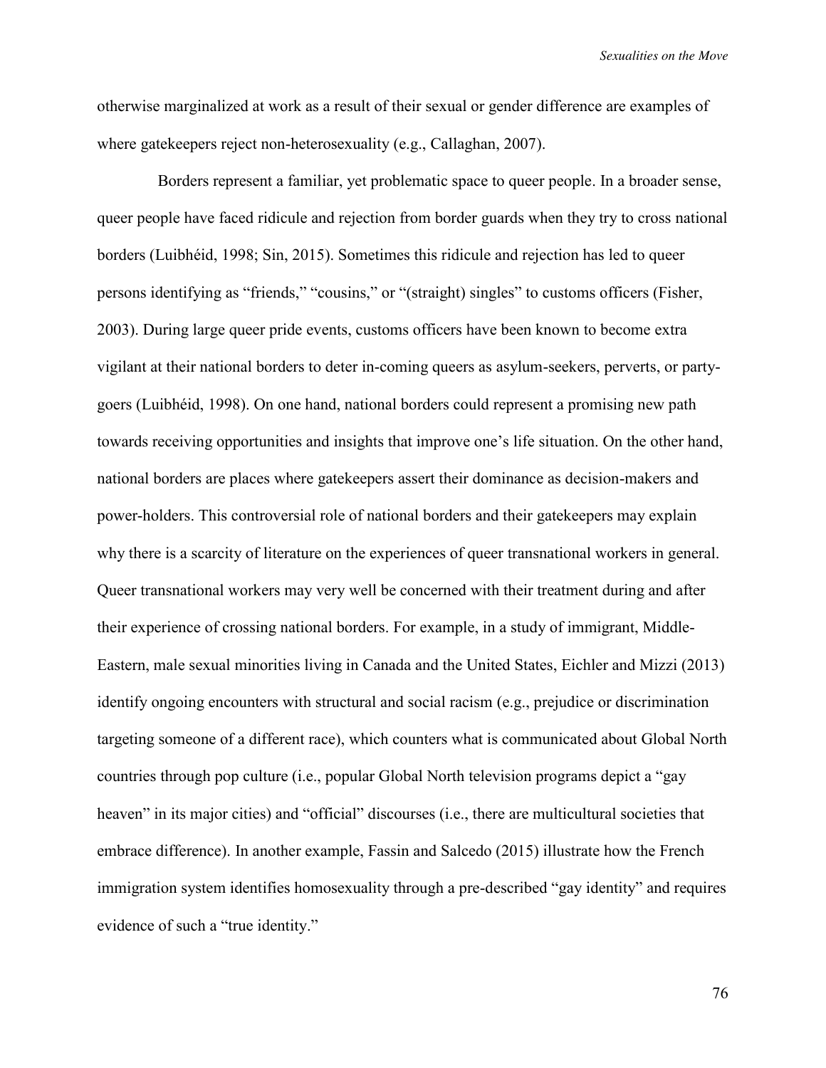otherwise marginalized at work as a result of their sexual or gender difference are examples of where gatekeepers reject non-heterosexuality (e.g., Callaghan, 2007).

Borders represent a familiar, yet problematic space to queer people. In a broader sense, queer people have faced ridicule and rejection from border guards when they try to cross national borders (Luibhéid, 1998; Sin, 2015). Sometimes this ridicule and rejection has led to queer persons identifying as "friends," "cousins," or "(straight) singles" to customs officers (Fisher, 2003). During large queer pride events, customs officers have been known to become extra vigilant at their national borders to deter in-coming queers as asylum-seekers, perverts, or party-goers (Luibhéid, 1998). On one hand, national borders could represent a promising new path towards receiving opportunities and insights that improve one's life situation. On the other hand, national borders are places where gatekeepers assert their dominance as decision-makers and power-holders. This controversial role of national borders and their gatekeepers may explain why there is a scarcity of literature on the experiences of queer transnational workers in general. Queer transnational workers may very well be concerned with their treatment during and after their experience of crossing national borders. For example, in a study of immigrant, Middle-Eastern, male sexual minorities living in Canada and the United States, Eichler and Mizzi (2013) identify ongoing encounters with structural and social racism (e.g., prejudice or discrimination targeting someone of a different race), which counters what is communicated about Global North countries through pop culture (i.e., popular Global North television programs depict a "gay heaven" in its major cities) and "official" discourses (i.e., there are multicultural societies that embrace difference). In another example, Fassin and Salcedo (2015) illustrate how the French immigration system identifies homosexuality through a pre-described "gay identity" and requires evidence of such a "true identity."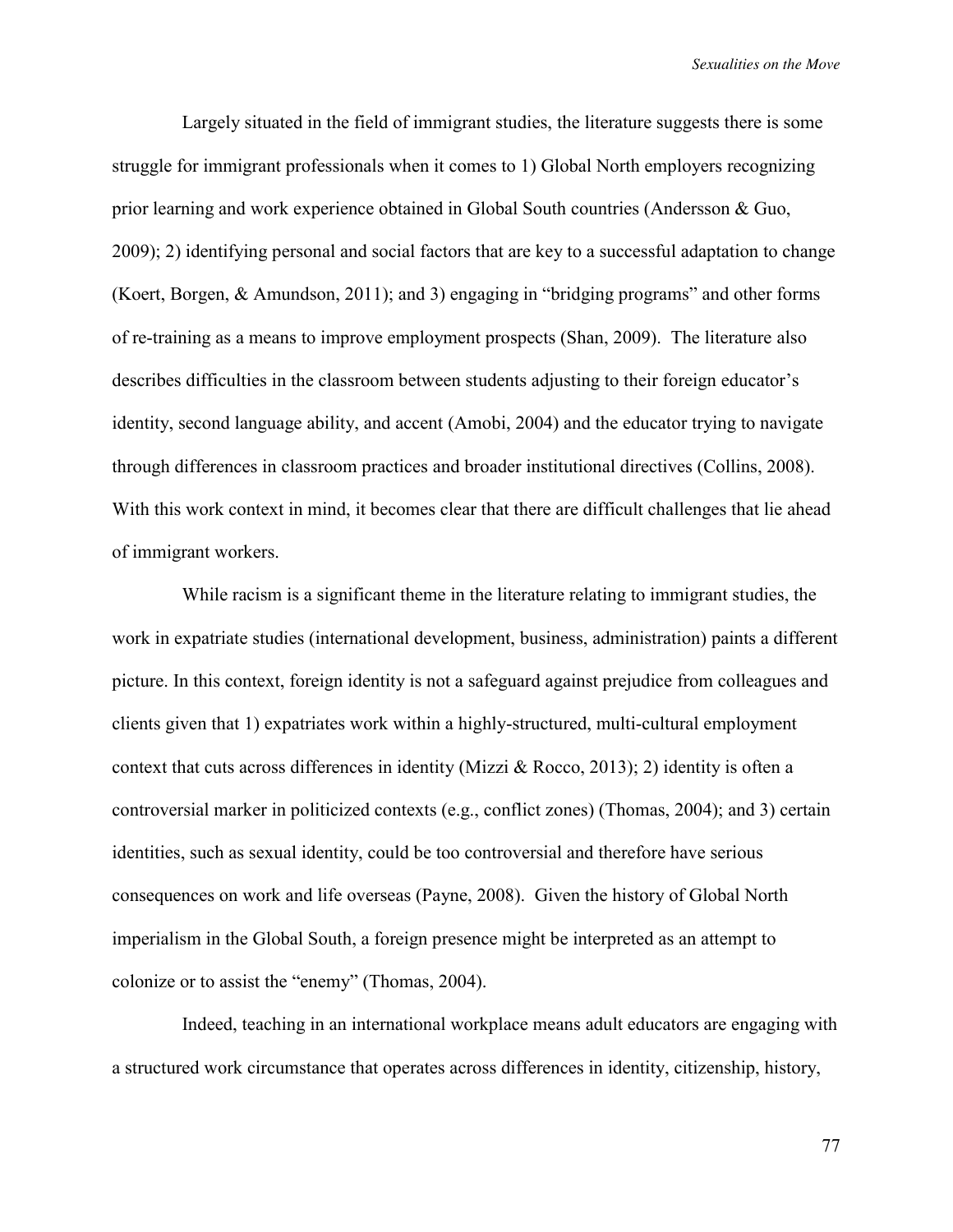Largely situated in the field of immigrant studies, the literature suggests there is some struggle for immigrant professionals when it comes to 1) Global North employers recognizing prior learning and work experience obtained in Global South countries (Andersson & Guo, 2009); 2) identifying personal and social factors that are key to a successful adaptation to change (Koert, Borgen, & Amundson, 2011); and 3) engaging in "bridging programs" and other forms of re-training as a means to improve employment prospects (Shan, 2009). The literature also describes difficulties in the classroom between students adjusting to their foreign educator's identity, second language ability, and accent (Amobi, 2004) and the educator trying to navigate through differences in classroom practices and broader institutional directives (Collins, 2008). With this work context in mind, it becomes clear that there are difficult challenges that lie ahead of immigrant workers.

While racism is a significant theme in the literature relating to immigrant studies, the work in expatriate studies (international development, business, administration) paints a different picture. In this context, foreign identity is not a safeguard against prejudice from colleagues and clients given that 1) expatriates work within a highly-structured, multi-cultural employment context that cuts across differences in identity (Mizzi & Rocco, 2013); 2) identity is often a controversial marker in politicized contexts (e.g., conflict zones) (Thomas, 2004); and 3) certain identities, such as sexual identity, could be too controversial and therefore have serious consequences on work and life overseas (Payne, 2008). Given the history of Global North imperialism in the Global South, a foreign presence might be interpreted as an attempt to colonize or to assist the "enemy" (Thomas, 2004).

Indeed, teaching in an international workplace means adult educators are engaging with a structured work circumstance that operates across differences in identity, citizenship, history,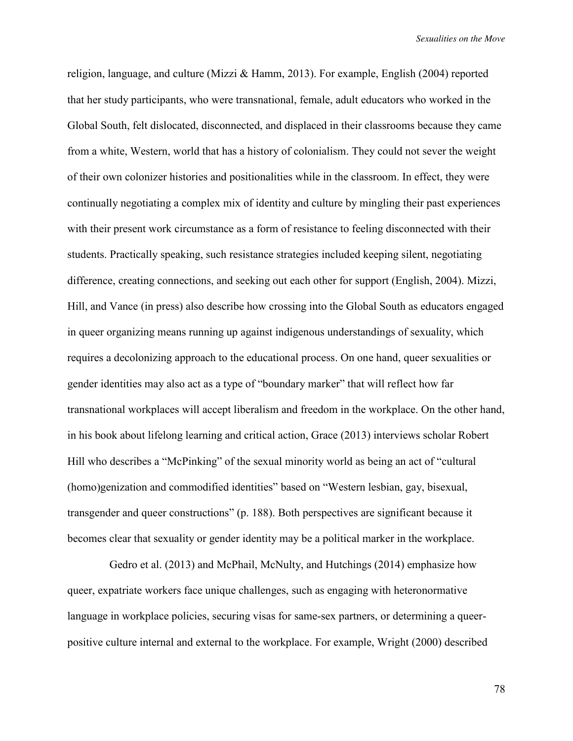religion, language, and culture (Mizzi & Hamm, 2013). For example, English (2004) reported that her study participants, who were transnational, female, adult educators who worked in the Global South, felt dislocated, disconnected, and displaced in their classrooms because they came from a white, Western, world that has a history of colonialism. They could not sever the weight of their own colonizer histories and positionalities while in the classroom. In effect, they were continually negotiating a complex mix of identity and culture by mingling their past experiences with their present work circumstance as a form of resistance to feeling disconnected with their students. Practically speaking, such resistance strategies included keeping silent, negotiating difference, creating connections, and seeking out each other for support (English, 2004). Mizzi, Hill, and Vance (in press) also describe how crossing into the Global South as educators engaged in queer organizing means running up against indigenous understandings of sexuality, which requires a decolonizing approach to the educational process. On one hand, queer sexualities or gender identities may also act as a type of "boundary marker" that will reflect how far transnational workplaces will accept liberalism and freedom in the workplace. On the other hand, in his book about lifelong learning and critical action, Grace (2013) interviews scholar Robert Hill who describes a "McPinking" of the sexual minority world as being an act of "cultural (homo)genization and commodified identities" based on "Western lesbian, gay, bisexual, transgender and queer constructions" (p. 188). Both perspectives are significant because it becomes clear that sexuality or gender identity may be a political marker in the workplace.

Gedro et al. (2013) and McPhail, McNulty, and Hutchings (2014) emphasize how queer, expatriate workers face unique challenges, such as engaging with heteronormative language in workplace policies, securing visas for same-sex partners, or determining a queer-positive culture internal and external to the workplace. For example, Wright (2000) described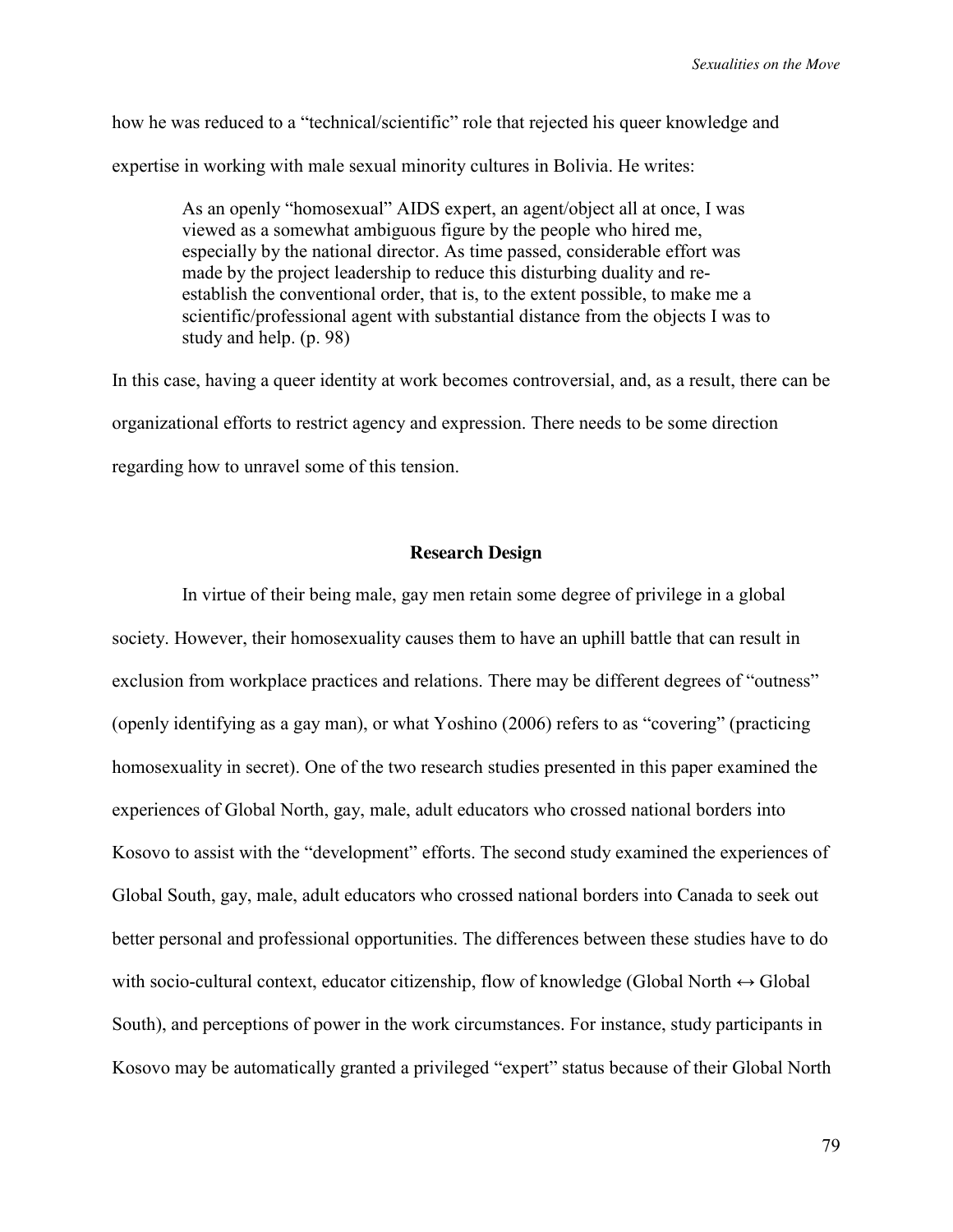how he was reduced to a "technical/scientific" role that rejected his queer knowledge and expertise in working with male sexual minority cultures in Bolivia. He writes:

> As an openly "homosexual" AIDS expert, an agent/object all at once, I was viewed as a somewhat ambiguous figure by the people who hired me, especially by the national director. As time passed, considerable effort was made by the project leadership to reduce this disturbing duality and re-establish the conventional order, that is, to the extent possible, to make me a scientific/professional agent with substantial distance from the objects I was to study and help. (p. 98)

In this case, having a queer identity at work becomes controversial, and, as a result, there can be organizational efforts to restrict agency and expression. There needs to be some direction regarding how to unravel some of this tension.

## Research Design

In virtue of their being male, gay men retain some degree of privilege in a global society. However, their homosexuality causes them to have an uphill battle that can result in exclusion from workplace practices and relations. There may be different degrees of "outness" (openly identifying as a gay man), or what Yoshino (2006) refers to as "covering" (practicing homosexuality in secret). One of the two research studies presented in this paper examined the experiences of Global North, gay, male, adult educators who crossed national borders into Kosovo to assist with the "development" efforts. The second study examined the experiences of Global South, gay, male, adult educators who crossed national borders into Canada to seek out better personal and professional opportunities. The differences between these studies have to do with socio-cultural context, educator citizenship, flow of knowledge (Global North ↔ Global South), and perceptions of power in the work circumstances. For instance, study participants in Kosovo may be automatically granted a privileged "expert" status because of their Global North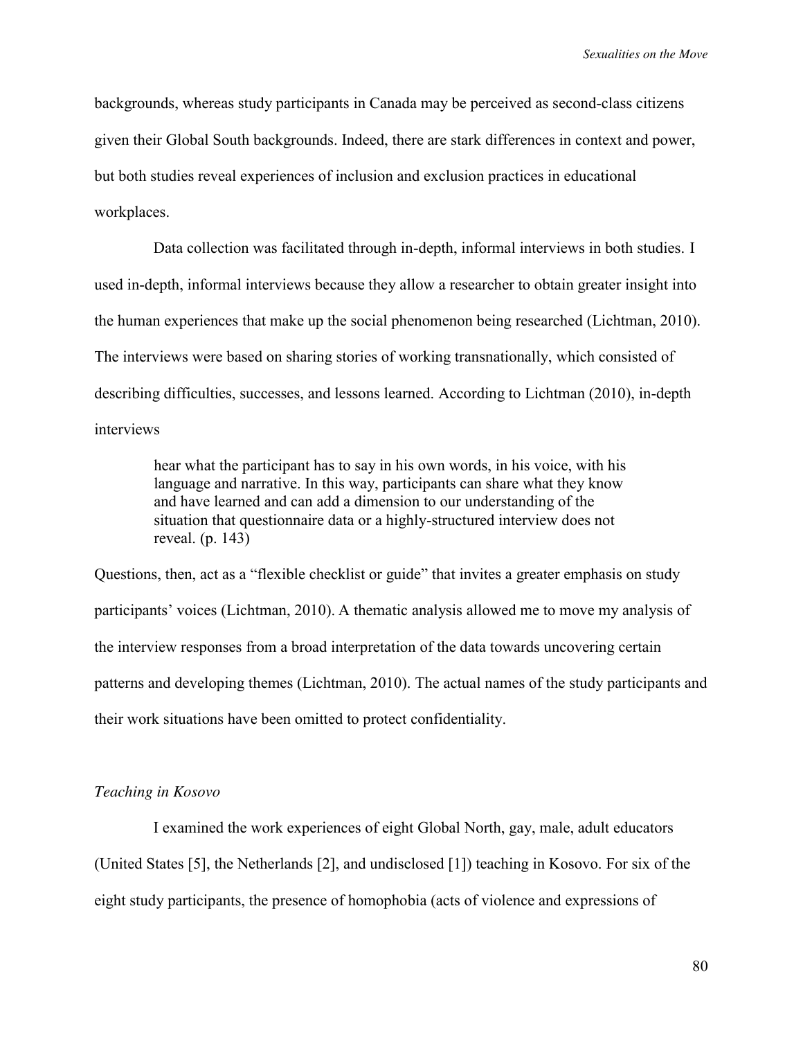backgrounds, whereas study participants in Canada may be perceived as second-class citizens given their Global South backgrounds. Indeed, there are stark differences in context and power, but both studies reveal experiences of inclusion and exclusion practices in educational workplaces.

Data collection was facilitated through in-depth, informal interviews in both studies. I used in-depth, informal interviews because they allow a researcher to obtain greater insight into the human experiences that make up the social phenomenon being researched (Lichtman, 2010). The interviews were based on sharing stories of working transnationally, which consisted of describing difficulties, successes, and lessons learned. According to Lichtman (2010), in-depth interviews

> hear what the participant has to say in his own words, in his voice, with his language and narrative. In this way, participants can share what they know and have learned and can add a dimension to our understanding of the situation that questionnaire data or a highly-structured interview does not reveal. (p. 143)

Questions, then, act as a "flexible checklist or guide" that invites a greater emphasis on study participants' voices (Lichtman, 2010). A thematic analysis allowed me to move my analysis of the interview responses from a broad interpretation of the data towards uncovering certain patterns and developing themes (Lichtman, 2010). The actual names of the study participants and their work situations have been omitted to protect confidentiality.

*Teaching in Kosovo*

I examined the work experiences of eight Global North, gay, male, adult educators (United States [5], the Netherlands [2], and undisclosed [1]) teaching in Kosovo. For six of the eight study participants, the presence of homophobia (acts of violence and expressions of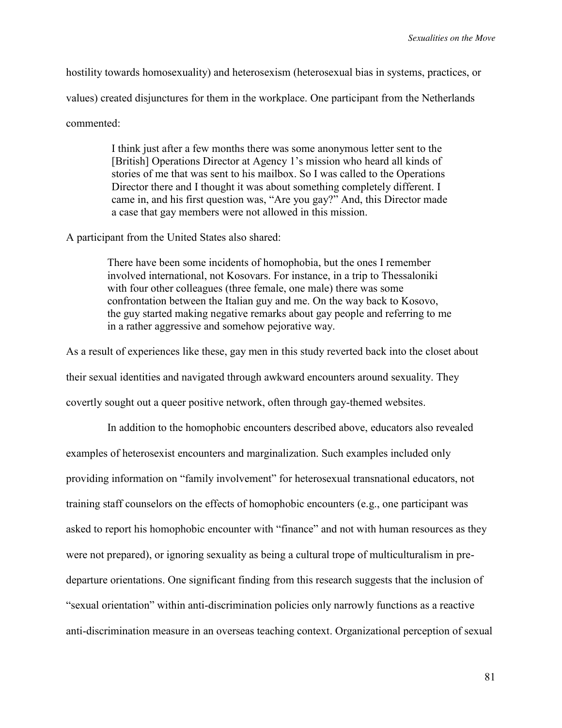hostility towards homosexuality) and heterosexism (heterosexual bias in systems, practices, or values) created disjunctures for them in the workplace. One participant from the Netherlands commented:

> I think just after a few months there was some anonymous letter sent to the [British] Operations Director at Agency 1's mission who heard all kinds of stories of me that was sent to his mailbox. So I was called to the Operations Director there and I thought it was about something completely different. I came in, and his first question was, "Are you gay?" And, this Director made a case that gay members were not allowed in this mission.

A participant from the United States also shared:

> There have been some incidents of homophobia, but the ones I remember involved international, not Kosovars. For instance, in a trip to Thessaloniki with four other colleagues (three female, one male) there was some confrontation between the Italian guy and me. On the way back to Kosovo, the guy started making negative remarks about gay people and referring to me in a rather aggressive and somehow pejorative way.

As a result of experiences like these, gay men in this study reverted back into the closet about their sexual identities and navigated through awkward encounters around sexuality. They covertly sought out a queer positive network, often through gay-themed websites.

In addition to the homophobic encounters described above, educators also revealed examples of heterosexist encounters and marginalization. Such examples included only providing information on "family involvement" for heterosexual transnational educators, not training staff counselors on the effects of homophobic encounters (e.g., one participant was asked to report his homophobic encounter with "finance" and not with human resources as they were not prepared), or ignoring sexuality as being a cultural trope of multiculturalism in pre-departure orientations. One significant finding from this research suggests that the inclusion of "sexual orientation" within anti-discrimination policies only narrowly functions as a reactive anti-discrimination measure in an overseas teaching context. Organizational perception of sexual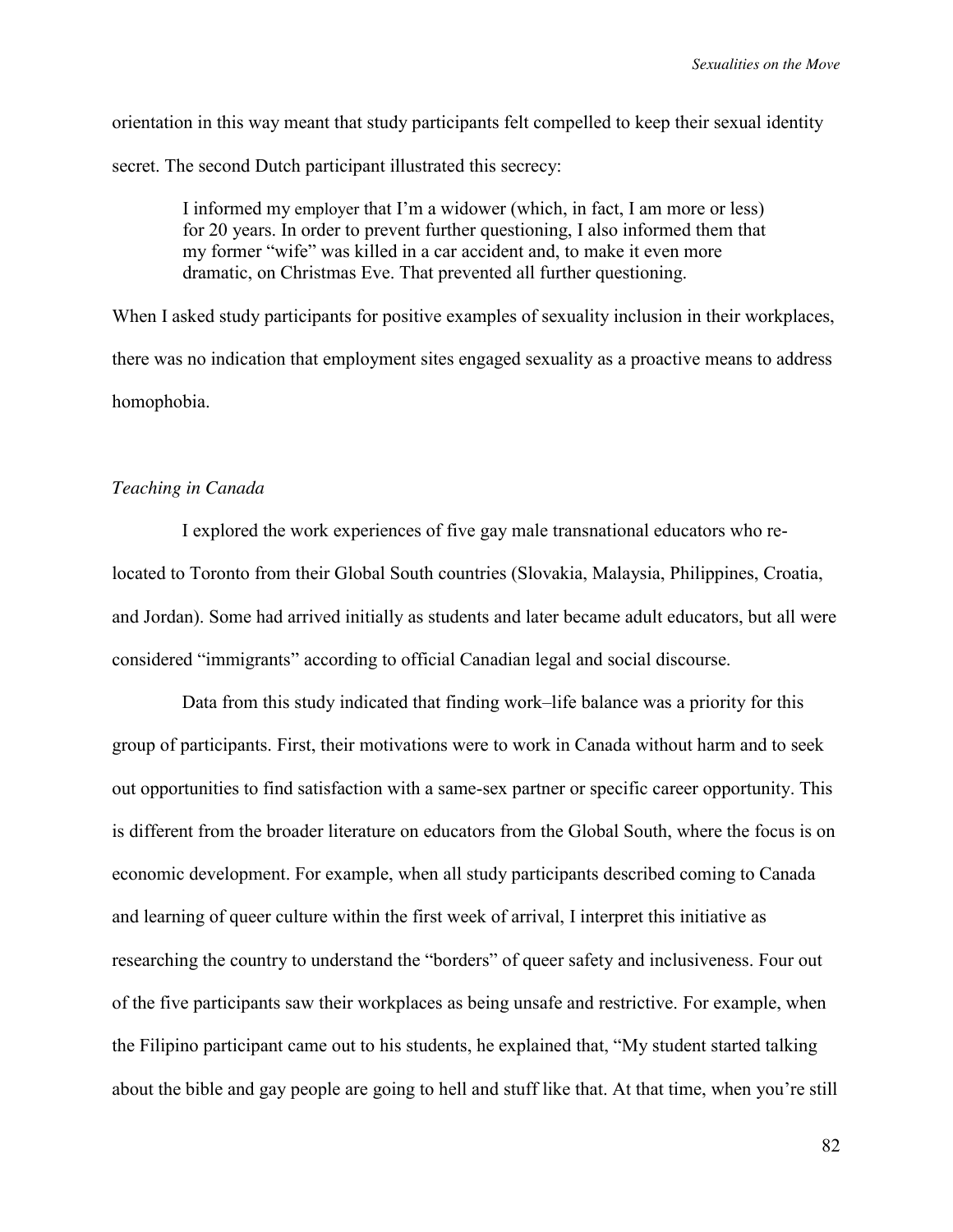orientation in this way meant that study participants felt compelled to keep their sexual identity secret. The second Dutch participant illustrated this secrecy:

> I informed my employer that I'm a widower (which, in fact, I am more or less) for 20 years. In order to prevent further questioning, I also informed them that my former "wife" was killed in a car accident and, to make it even more dramatic, on Christmas Eve. That prevented all further questioning.

When I asked study participants for positive examples of sexuality inclusion in their workplaces, there was no indication that employment sites engaged sexuality as a proactive means to address homophobia.

### *Teaching in Canada*

I explored the work experiences of five gay male transnational educators who re-located to Toronto from their Global South countries (Slovakia, Malaysia, Philippines, Croatia, and Jordan). Some had arrived initially as students and later became adult educators, but all were considered "immigrants" according to official Canadian legal and social discourse.

Data from this study indicated that finding work–life balance was a priority for this group of participants. First, their motivations were to work in Canada without harm and to seek out opportunities to find satisfaction with a same-sex partner or specific career opportunity. This is different from the broader literature on educators from the Global South, where the focus is on economic development. For example, when all study participants described coming to Canada and learning of queer culture within the first week of arrival, I interpret this initiative as researching the country to understand the "borders" of queer safety and inclusiveness. Four out of the five participants saw their workplaces as being unsafe and restrictive. For example, when the Filipino participant came out to his students, he explained that, "My student started talking about the bible and gay people are going to hell and stuff like that. At that time, when you're still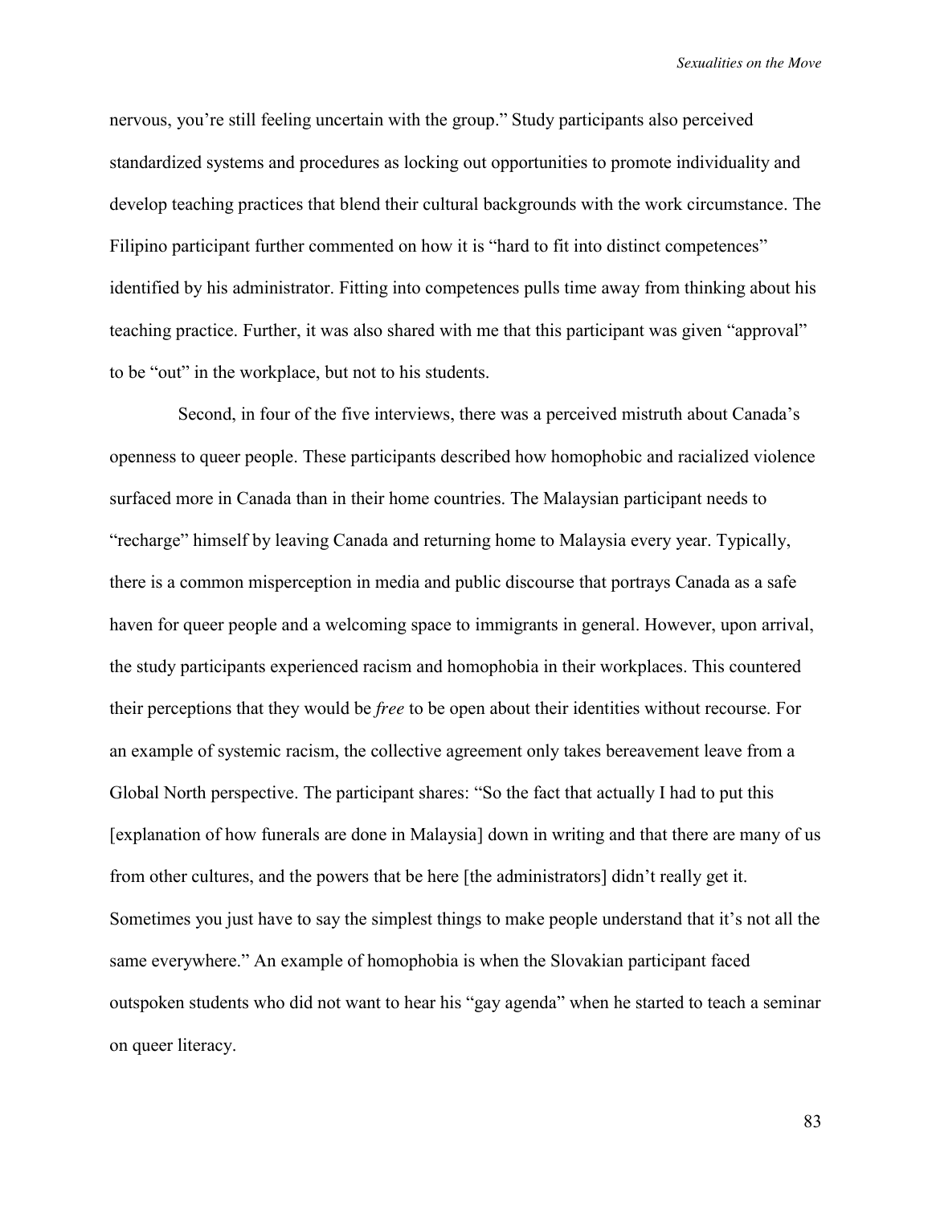nervous, you're still feeling uncertain with the group." Study participants also perceived standardized systems and procedures as locking out opportunities to promote individuality and develop teaching practices that blend their cultural backgrounds with the work circumstance. The Filipino participant further commented on how it is "hard to fit into distinct competences" identified by his administrator. Fitting into competences pulls time away from thinking about his teaching practice. Further, it was also shared with me that this participant was given "approval" to be "out" in the workplace, but not to his students.

Second, in four of the five interviews, there was a perceived mistruth about Canada's openness to queer people. These participants described how homophobic and racialized violence surfaced more in Canada than in their home countries. The Malaysian participant needs to "recharge" himself by leaving Canada and returning home to Malaysia every year. Typically, there is a common misperception in media and public discourse that portrays Canada as a safe haven for queer people and a welcoming space to immigrants in general. However, upon arrival, the study participants experienced racism and homophobia in their workplaces. This countered their perceptions that they would be *free* to be open about their identities without recourse. For an example of systemic racism, the collective agreement only takes bereavement leave from a Global North perspective. The participant shares: "So the fact that actually I had to put this [explanation of how funerals are done in Malaysia] down in writing and that there are many of us from other cultures, and the powers that be here [the administrators] didn't really get it. Sometimes you just have to say the simplest things to make people understand that it's not all the same everywhere." An example of homophobia is when the Slovakian participant faced outspoken students who did not want to hear his "gay agenda" when he started to teach a seminar on queer literacy.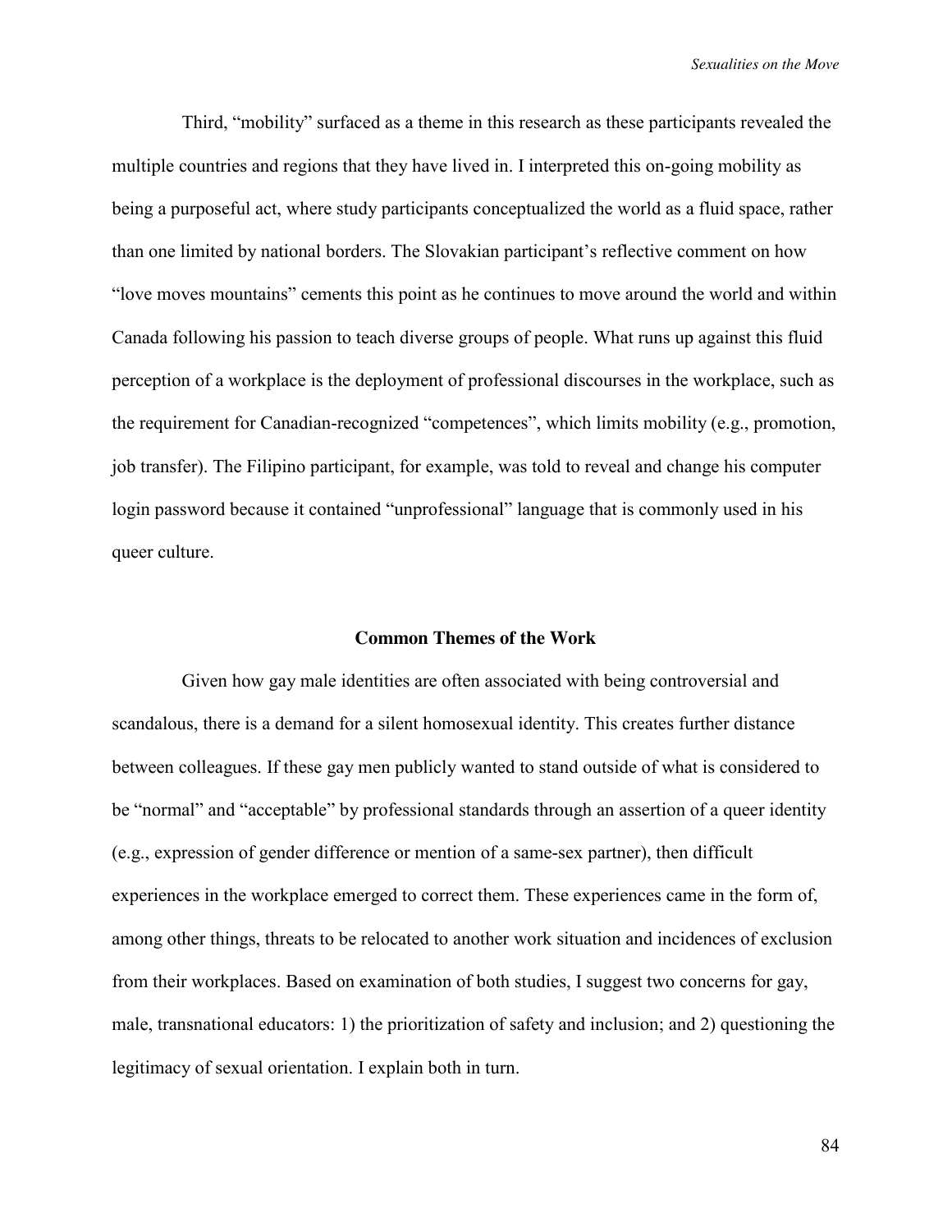Third, "mobility" surfaced as a theme in this research as these participants revealed the multiple countries and regions that they have lived in. I interpreted this on-going mobility as being a purposeful act, where study participants conceptualized the world as a fluid space, rather than one limited by national borders. The Slovakian participant's reflective comment on how "love moves mountains" cements this point as he continues to move around the world and within Canada following his passion to teach diverse groups of people. What runs up against this fluid perception of a workplace is the deployment of professional discourses in the workplace, such as the requirement for Canadian-recognized "competences", which limits mobility (e.g., promotion, job transfer). The Filipino participant, for example, was told to reveal and change his computer login password because it contained "unprofessional" language that is commonly used in his queer culture.

## Common Themes of the Work

Given how gay male identities are often associated with being controversial and scandalous, there is a demand for a silent homosexual identity. This creates further distance between colleagues. If these gay men publicly wanted to stand outside of what is considered to be "normal" and "acceptable" by professional standards through an assertion of a queer identity (e.g., expression of gender difference or mention of a same-sex partner), then difficult experiences in the workplace emerged to correct them. These experiences came in the form of, among other things, threats to be relocated to another work situation and incidences of exclusion from their workplaces. Based on examination of both studies, I suggest two concerns for gay, male, transnational educators: 1) the prioritization of safety and inclusion; and 2) questioning the legitimacy of sexual orientation. I explain both in turn.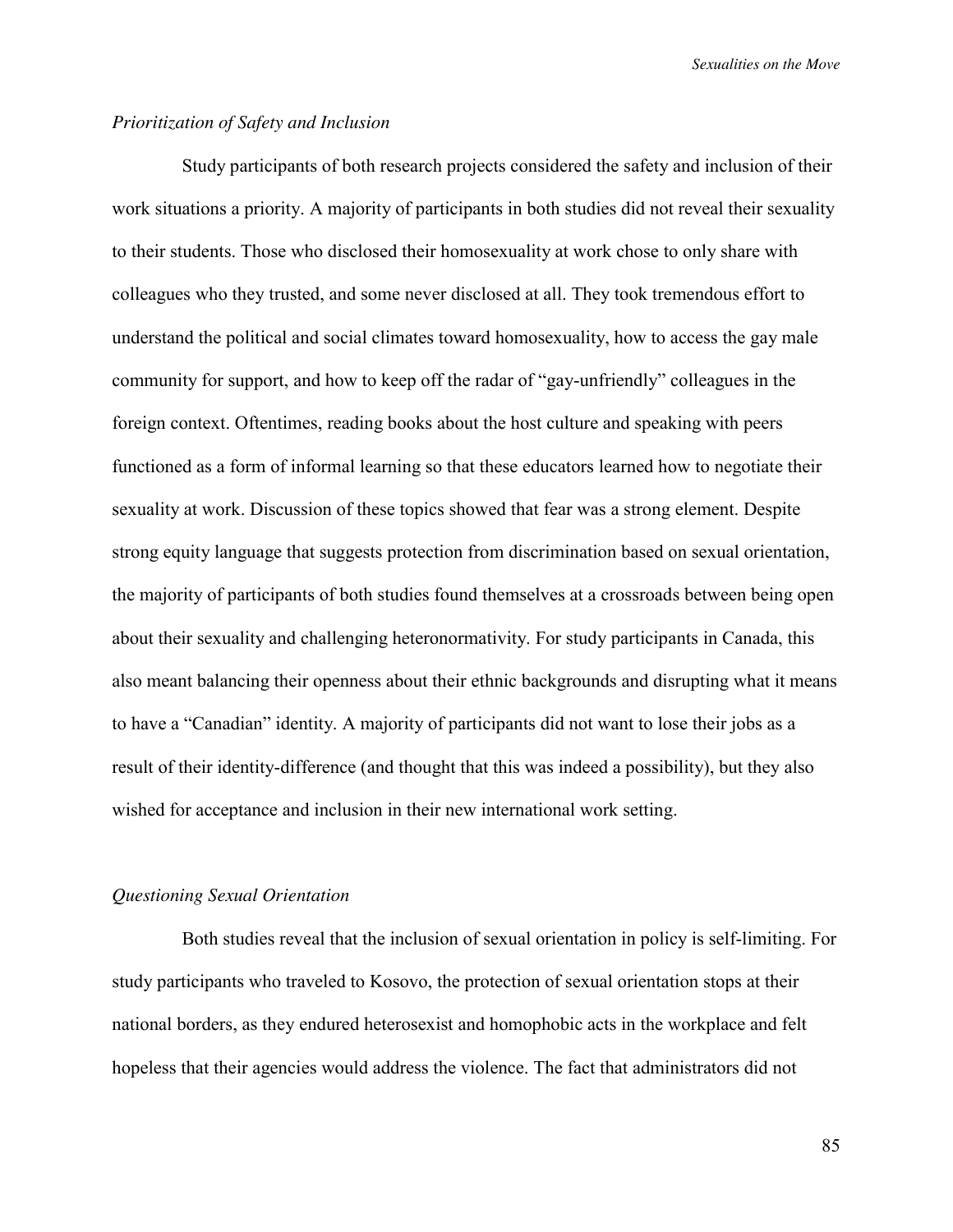*Prioritization of Safety and Inclusion*

Study participants of both research projects considered the safety and inclusion of their work situations a priority. A majority of participants in both studies did not reveal their sexuality to their students. Those who disclosed their homosexuality at work chose to only share with colleagues who they trusted, and some never disclosed at all. They took tremendous effort to understand the political and social climates toward homosexuality, how to access the gay male community for support, and how to keep off the radar of "gay-unfriendly" colleagues in the foreign context. Oftentimes, reading books about the host culture and speaking with peers functioned as a form of informal learning so that these educators learned how to negotiate their sexuality at work. Discussion of these topics showed that fear was a strong element. Despite strong equity language that suggests protection from discrimination based on sexual orientation, the majority of participants of both studies found themselves at a crossroads between being open about their sexuality and challenging heteronormativity. For study participants in Canada, this also meant balancing their openness about their ethnic backgrounds and disrupting what it means to have a "Canadian" identity. A majority of participants did not want to lose their jobs as a result of their identity-difference (and thought that this was indeed a possibility), but they also wished for acceptance and inclusion in their new international work setting.

*Questioning Sexual Orientation*

Both studies reveal that the inclusion of sexual orientation in policy is self-limiting. For study participants who traveled to Kosovo, the protection of sexual orientation stops at their national borders, as they endured heterosexist and homophobic acts in the workplace and felt hopeless that their agencies would address the violence. The fact that administrators did not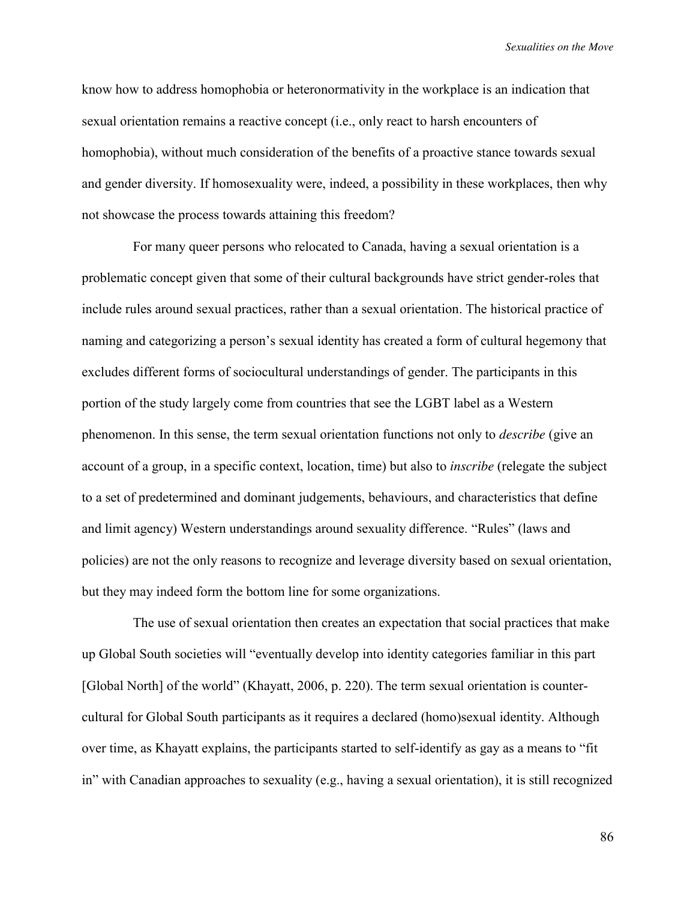know how to address homophobia or heteronormativity in the workplace is an indication that sexual orientation remains a reactive concept (i.e., only react to harsh encounters of homophobia), without much consideration of the benefits of a proactive stance towards sexual and gender diversity. If homosexuality were, indeed, a possibility in these workplaces, then why not showcase the process towards attaining this freedom?

For many queer persons who relocated to Canada, having a sexual orientation is a problematic concept given that some of their cultural backgrounds have strict gender-roles that include rules around sexual practices, rather than a sexual orientation. The historical practice of naming and categorizing a person's sexual identity has created a form of cultural hegemony that excludes different forms of sociocultural understandings of gender. The participants in this portion of the study largely come from countries that see the LGBT label as a Western phenomenon. In this sense, the term sexual orientation functions not only to *describe* (give an account of a group, in a specific context, location, time) but also to *inscribe* (relegate the subject to a set of predetermined and dominant judgements, behaviours, and characteristics that define and limit agency) Western understandings around sexuality difference. "Rules" (laws and policies) are not the only reasons to recognize and leverage diversity based on sexual orientation, but they may indeed form the bottom line for some organizations.

The use of sexual orientation then creates an expectation that social practices that make up Global South societies will "eventually develop into identity categories familiar in this part [Global North] of the world" (Khayatt, 2006, p. 220). The term sexual orientation is counter-cultural for Global South participants as it requires a declared (homo)sexual identity. Although over time, as Khayatt explains, the participants started to self-identify as gay as a means to "fit in" with Canadian approaches to sexuality (e.g., having a sexual orientation), it is still recognized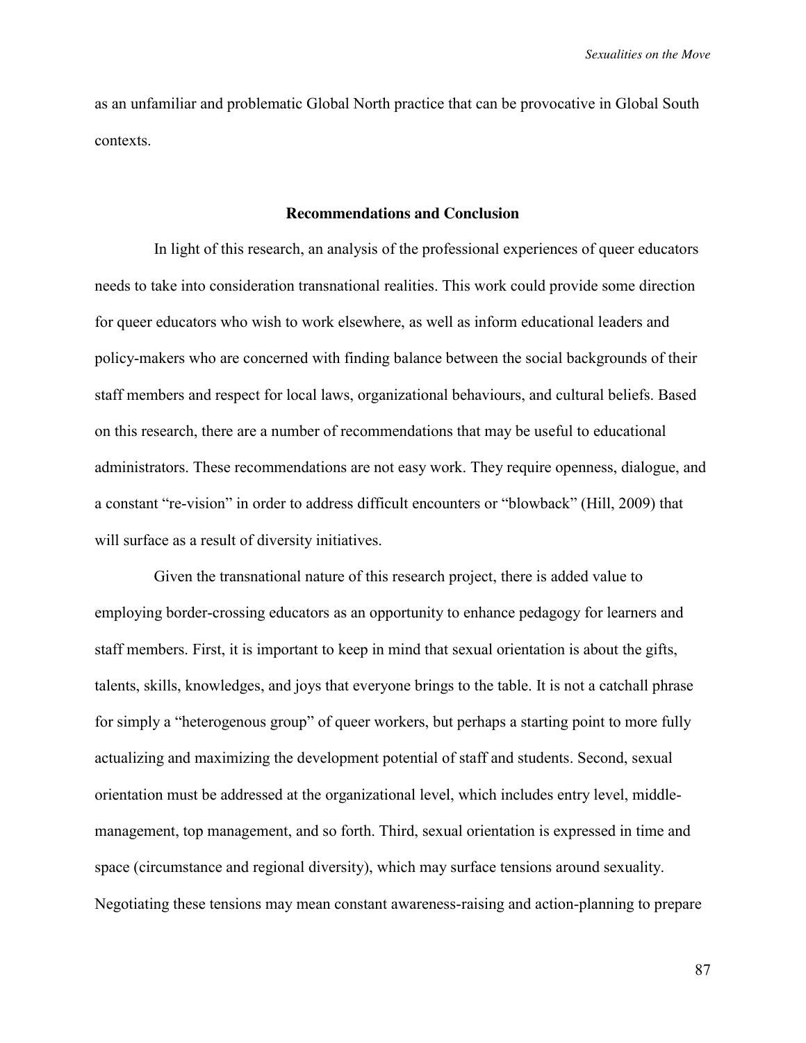as an unfamiliar and problematic Global North practice that can be provocative in Global South contexts.

## Recommendations and Conclusion

In light of this research, an analysis of the professional experiences of queer educators needs to take into consideration transnational realities. This work could provide some direction for queer educators who wish to work elsewhere, as well as inform educational leaders and policy-makers who are concerned with finding balance between the social backgrounds of their staff members and respect for local laws, organizational behaviours, and cultural beliefs. Based on this research, there are a number of recommendations that may be useful to educational administrators. These recommendations are not easy work. They require openness, dialogue, and a constant "re-vision" in order to address difficult encounters or "blowback" (Hill, 2009) that will surface as a result of diversity initiatives.

Given the transnational nature of this research project, there is added value to employing border-crossing educators as an opportunity to enhance pedagogy for learners and staff members. First, it is important to keep in mind that sexual orientation is about the gifts, talents, skills, knowledges, and joys that everyone brings to the table. It is not a catchall phrase for simply a "heterogenous group" of queer workers, but perhaps a starting point to more fully actualizing and maximizing the development potential of staff and students. Second, sexual orientation must be addressed at the organizational level, which includes entry level, middle-management, top management, and so forth. Third, sexual orientation is expressed in time and space (circumstance and regional diversity), which may surface tensions around sexuality. Negotiating these tensions may mean constant awareness-raising and action-planning to prepare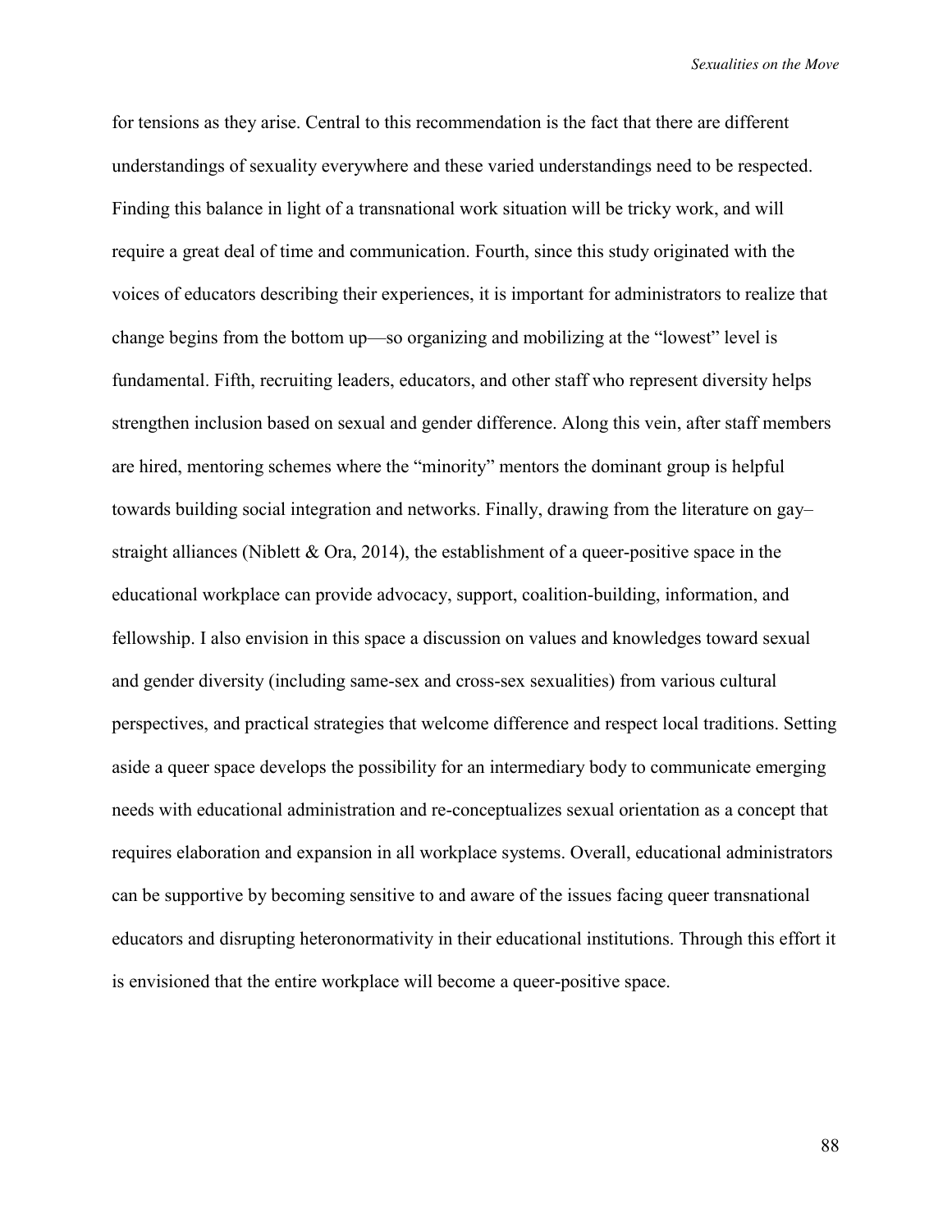for tensions as they arise. Central to this recommendation is the fact that there are different understandings of sexuality everywhere and these varied understandings need to be respected. Finding this balance in light of a transnational work situation will be tricky work, and will require a great deal of time and communication. Fourth, since this study originated with the voices of educators describing their experiences, it is important for administrators to realize that change begins from the bottom up—so organizing and mobilizing at the "lowest" level is fundamental. Fifth, recruiting leaders, educators, and other staff who represent diversity helps strengthen inclusion based on sexual and gender difference. Along this vein, after staff members are hired, mentoring schemes where the "minority" mentors the dominant group is helpful towards building social integration and networks. Finally, drawing from the literature on gay–straight alliances (Niblett & Ora, 2014), the establishment of a queer-positive space in the educational workplace can provide advocacy, support, coalition-building, information, and fellowship. I also envision in this space a discussion on values and knowledges toward sexual and gender diversity (including same-sex and cross-sex sexualities) from various cultural perspectives, and practical strategies that welcome difference and respect local traditions. Setting aside a queer space develops the possibility for an intermediary body to communicate emerging needs with educational administration and re-conceptualizes sexual orientation as a concept that requires elaboration and expansion in all workplace systems. Overall, educational administrators can be supportive by becoming sensitive to and aware of the issues facing queer transnational educators and disrupting heteronormativity in their educational institutions. Through this effort it is envisioned that the entire workplace will become a queer-positive space.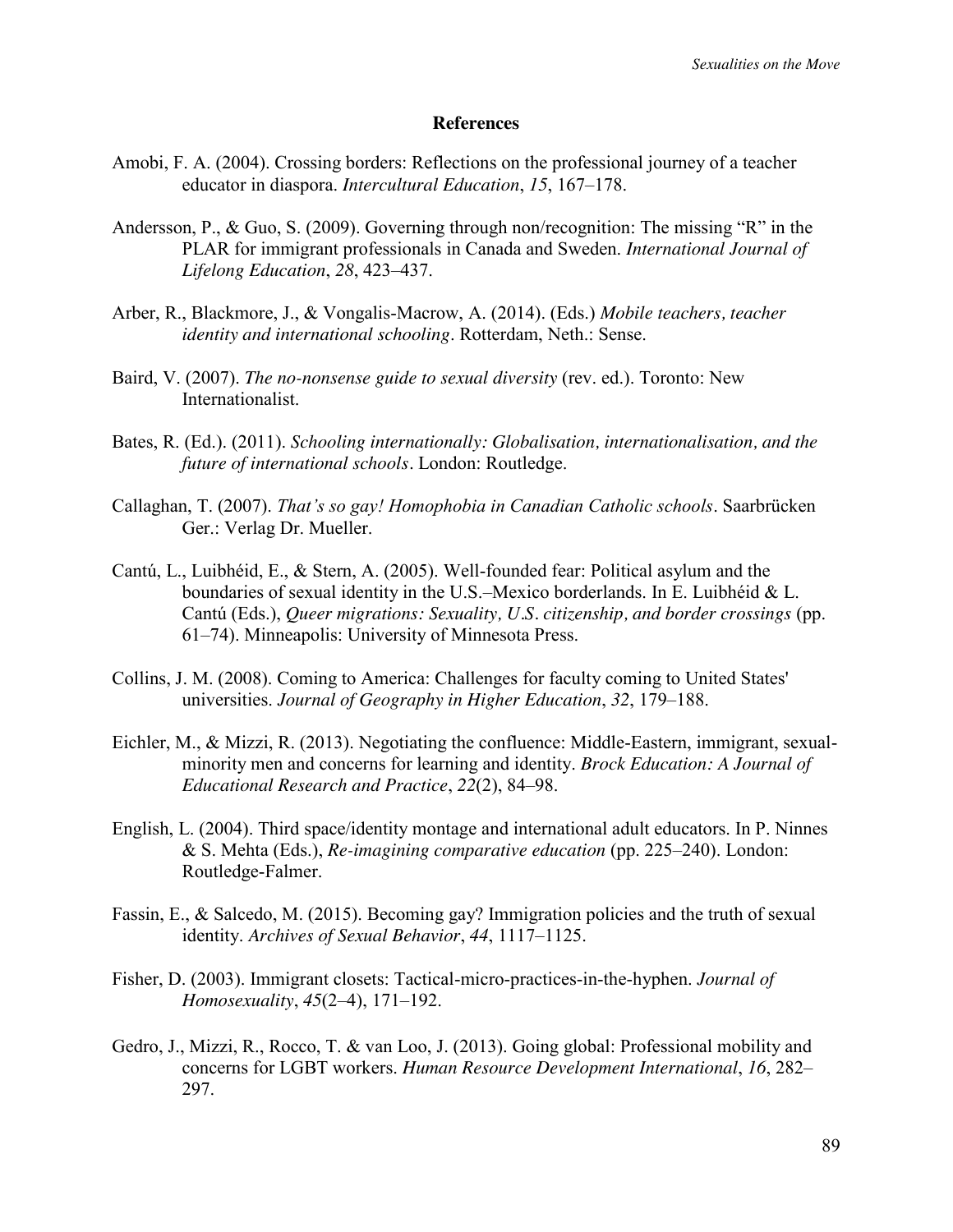## References

Amobi, F. A. (2004). Crossing borders: Reflections on the professional journey of a teacher educator in diaspora. *Intercultural Education*, *15*, 167–178.

Andersson, P., & Guo, S. (2009). Governing through non/recognition: The missing "R" in the PLAR for immigrant professionals in Canada and Sweden. *International Journal of Lifelong Education*, *28*, 423–437.

Arber, R., Blackmore, J., & Vongalis-Macrow, A. (2014). (Eds.) *Mobile teachers, teacher identity and international schooling*. Rotterdam, Neth.: Sense.

Baird, V. (2007). *The no-nonsense guide to sexual diversity* (rev. ed.). Toronto: New Internationalist.

Bates, R. (Ed.). (2011). *Schooling internationally: Globalisation, internationalisation, and the future of international schools*. London: Routledge.

Callaghan, T. (2007). *That's so gay! Homophobia in Canadian Catholic schools*. Saarbrücken Ger.: Verlag Dr. Mueller.

Cantú, L., Luibhéid, E., & Stern, A. (2005). Well-founded fear: Political asylum and the boundaries of sexual identity in the U.S.–Mexico borderlands. In E. Luibhéid & L. Cantú (Eds.), *Queer migrations: Sexuality, U.S. citizenship, and border crossings* (pp. 61–74). Minneapolis: University of Minnesota Press.

Collins, J. M. (2008). Coming to America: Challenges for faculty coming to United States' universities. *Journal of Geography in Higher Education*, *32*, 179–188.

Eichler, M., & Mizzi, R. (2013). Negotiating the confluence: Middle-Eastern, immigrant, sexual-minority men and concerns for learning and identity. *Brock Education: A Journal of Educational Research and Practice*, *22*(2), 84–98.

English, L. (2004). Third space/identity montage and international adult educators. In P. Ninnes & S. Mehta (Eds.), *Re-imagining comparative education* (pp. 225–240). London: Routledge-Falmer.

Fassin, E., & Salcedo, M. (2015). Becoming gay? Immigration policies and the truth of sexual identity. *Archives of Sexual Behavior*, *44*, 1117–1125.

Fisher, D. (2003). Immigrant closets: Tactical-micro-practices-in-the-hyphen. *Journal of Homosexuality*, *45*(2–4), 171–192.

Gedro, J., Mizzi, R., Rocco, T. & van Loo, J. (2013). Going global: Professional mobility and concerns for LGBT workers. *Human Resource Development International*, *16*, 282–297.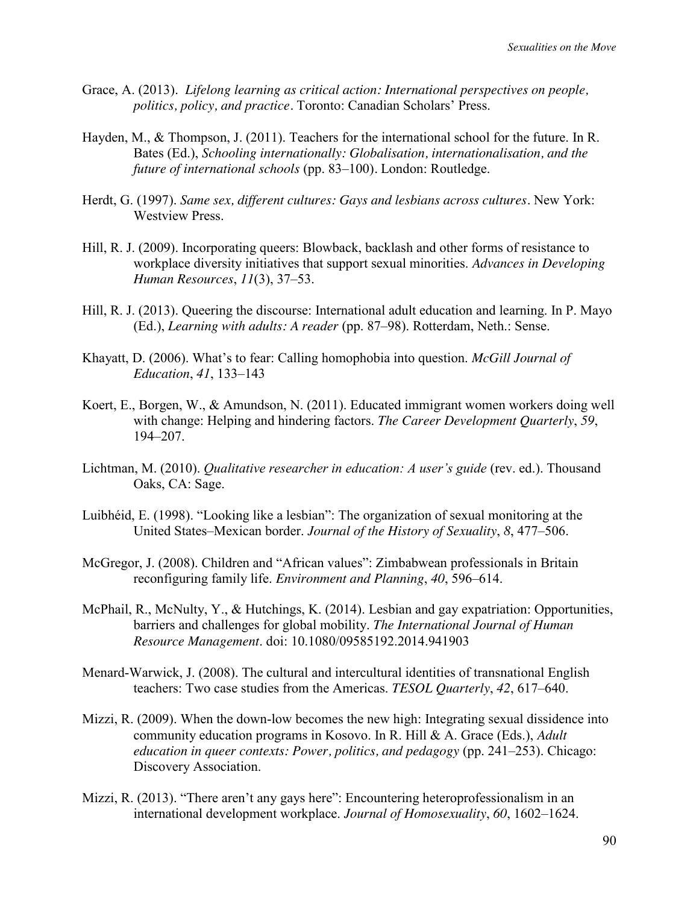Grace, A. (2013). *Lifelong learning as critical action: International perspectives on people, politics, policy, and practice*. Toronto: Canadian Scholars' Press.

Hayden, M., & Thompson, J. (2011). Teachers for the international school for the future. In R. Bates (Ed.), *Schooling internationally: Globalisation, internationalisation, and the future of international schools* (pp. 83–100). London: Routledge.

Herdt, G. (1997). *Same sex, different cultures: Gays and lesbians across cultures*. New York: Westview Press.

Hill, R. J. (2009). Incorporating queers: Blowback, backlash and other forms of resistance to workplace diversity initiatives that support sexual minorities. *Advances in Developing Human Resources*, *11*(3), 37–53.

Hill, R. J. (2013). Queering the discourse: International adult education and learning. In P. Mayo (Ed.), *Learning with adults: A reader* (pp. 87–98). Rotterdam, Neth.: Sense.

Khayatt, D. (2006). What's to fear: Calling homophobia into question. *McGill Journal of Education*, *41*, 133–143

Koert, E., Borgen, W., & Amundson, N. (2011). Educated immigrant women workers doing well with change: Helping and hindering factors. *The Career Development Quarterly*, *59*, 194–207.

Lichtman, M. (2010). *Qualitative researcher in education: A user's guide* (rev. ed.). Thousand Oaks, CA: Sage.

Luibhéid, E. (1998). "Looking like a lesbian": The organization of sexual monitoring at the United States–Mexican border. *Journal of the History of Sexuality*, *8*, 477–506.

McGregor, J. (2008). Children and "African values": Zimbabwean professionals in Britain reconfiguring family life. *Environment and Planning*, *40*, 596–614.

McPhail, R., McNulty, Y., & Hutchings, K. (2014). Lesbian and gay expatriation: Opportunities, barriers and challenges for global mobility. *The International Journal of Human Resource Management*. doi: 10.1080/09585192.2014.941903

Menard-Warwick, J. (2008). The cultural and intercultural identities of transnational English teachers: Two case studies from the Americas. *TESOL Quarterly*, *42*, 617–640.

Mizzi, R. (2009). When the down-low becomes the new high: Integrating sexual dissidence into community education programs in Kosovo. In R. Hill & A. Grace (Eds.), *Adult education in queer contexts: Power, politics, and pedagogy* (pp. 241–253). Chicago: Discovery Association.

Mizzi, R. (2013). "There aren't any gays here": Encountering heteroprofessionalism in an international development workplace. *Journal of Homosexuality*, *60*, 1602–1624.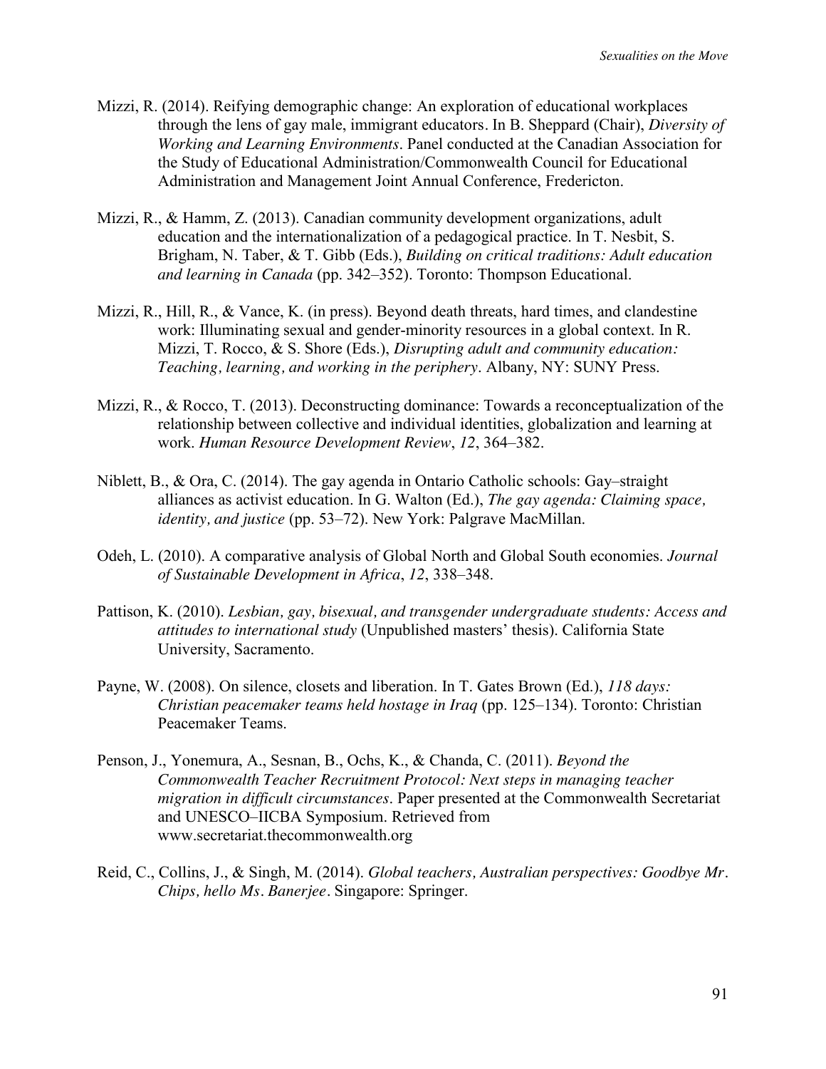Mizzi, R. (2014). Reifying demographic change: An exploration of educational workplaces through the lens of gay male, immigrant educators. In B. Sheppard (Chair), *Diversity of Working and Learning Environments*. Panel conducted at the Canadian Association for the Study of Educational Administration/Commonwealth Council for Educational Administration and Management Joint Annual Conference, Fredericton.

Mizzi, R., & Hamm, Z. (2013). Canadian community development organizations, adult education and the internationalization of a pedagogical practice. In T. Nesbit, S. Brigham, N. Taber, & T. Gibb (Eds.), *Building on critical traditions: Adult education and learning in Canada* (pp. 342–352). Toronto: Thompson Educational.

Mizzi, R., Hill, R., & Vance, K. (in press). Beyond death threats, hard times, and clandestine work: Illuminating sexual and gender-minority resources in a global context. In R. Mizzi, T. Rocco, & S. Shore (Eds.), *Disrupting adult and community education: Teaching, learning, and working in the periphery*. Albany, NY: SUNY Press.

Mizzi, R., & Rocco, T. (2013). Deconstructing dominance: Towards a reconceptualization of the relationship between collective and individual identities, globalization and learning at work. *Human Resource Development Review*, *12*, 364–382.

Niblett, B., & Ora, C. (2014). The gay agenda in Ontario Catholic schools: Gay–straight alliances as activist education. In G. Walton (Ed.), *The gay agenda: Claiming space, identity, and justice* (pp. 53–72). New York: Palgrave MacMillan.

Odeh, L. (2010). A comparative analysis of Global North and Global South economies. *Journal of Sustainable Development in Africa*, *12*, 338–348.

Pattison, K. (2010). *Lesbian, gay, bisexual, and transgender undergraduate students: Access and attitudes to international study* (Unpublished masters' thesis). California State University, Sacramento.

Payne, W. (2008). On silence, closets and liberation. In T. Gates Brown (Ed.), *118 days: Christian peacemaker teams held hostage in Iraq* (pp. 125–134). Toronto: Christian Peacemaker Teams.

Penson, J., Yonemura, A., Sesnan, B., Ochs, K., & Chanda, C. (2011). *Beyond the Commonwealth Teacher Recruitment Protocol: Next steps in managing teacher migration in difficult circumstances*. Paper presented at the Commonwealth Secretariat and UNESCO–IICBA Symposium. Retrieved from www.secretariat.thecommonwealth.org

Reid, C., Collins, J., & Singh, M. (2014). *Global teachers, Australian perspectives: Goodbye Mr. Chips, hello Ms. Banerjee*. Singapore: Springer.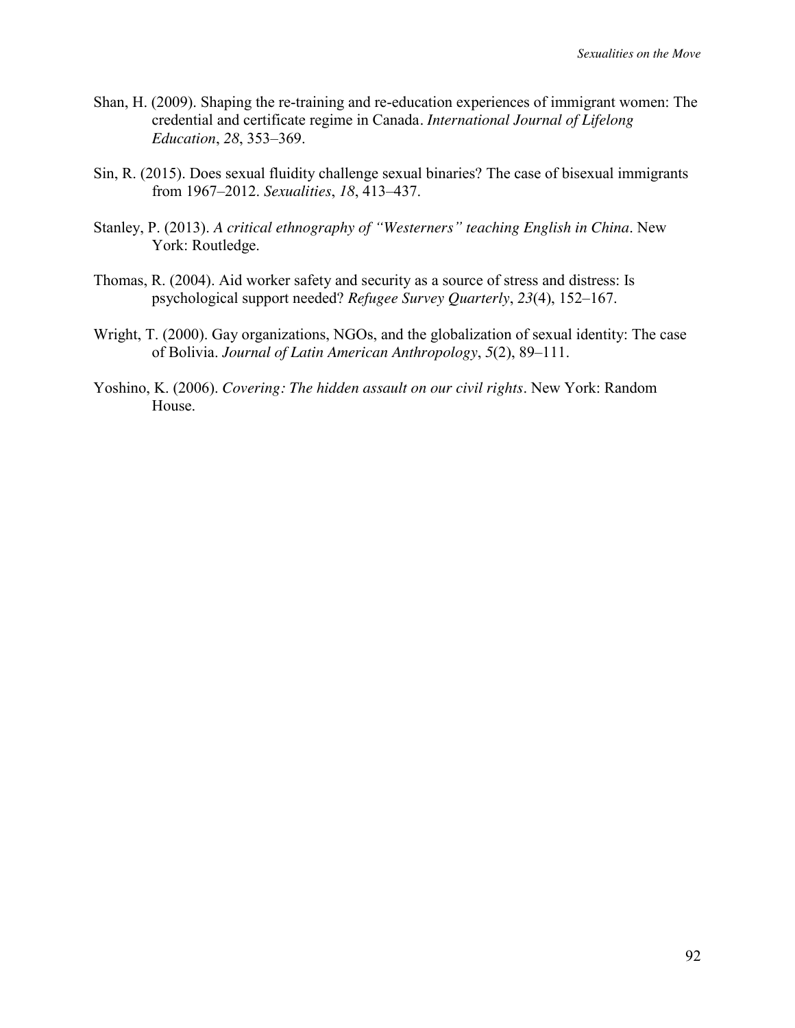Shan, H. (2009). Shaping the re-training and re-education experiences of immigrant women: The credential and certificate regime in Canada. *International Journal of Lifelong Education*, *28*, 353–369.

Sin, R. (2015). Does sexual fluidity challenge sexual binaries? The case of bisexual immigrants from 1967–2012. *Sexualities*, *18*, 413–437.

Stanley, P. (2013). *A critical ethnography of "Westerners" teaching English in China*. New York: Routledge.

Thomas, R. (2004). Aid worker safety and security as a source of stress and distress: Is psychological support needed? *Refugee Survey Quarterly*, *23*(4), 152–167.

Wright, T. (2000). Gay organizations, NGOs, and the globalization of sexual identity: The case of Bolivia. *Journal of Latin American Anthropology*, *5*(2), 89–111.

Yoshino, K. (2006). *Covering: The hidden assault on our civil rights*. New York: Random House.